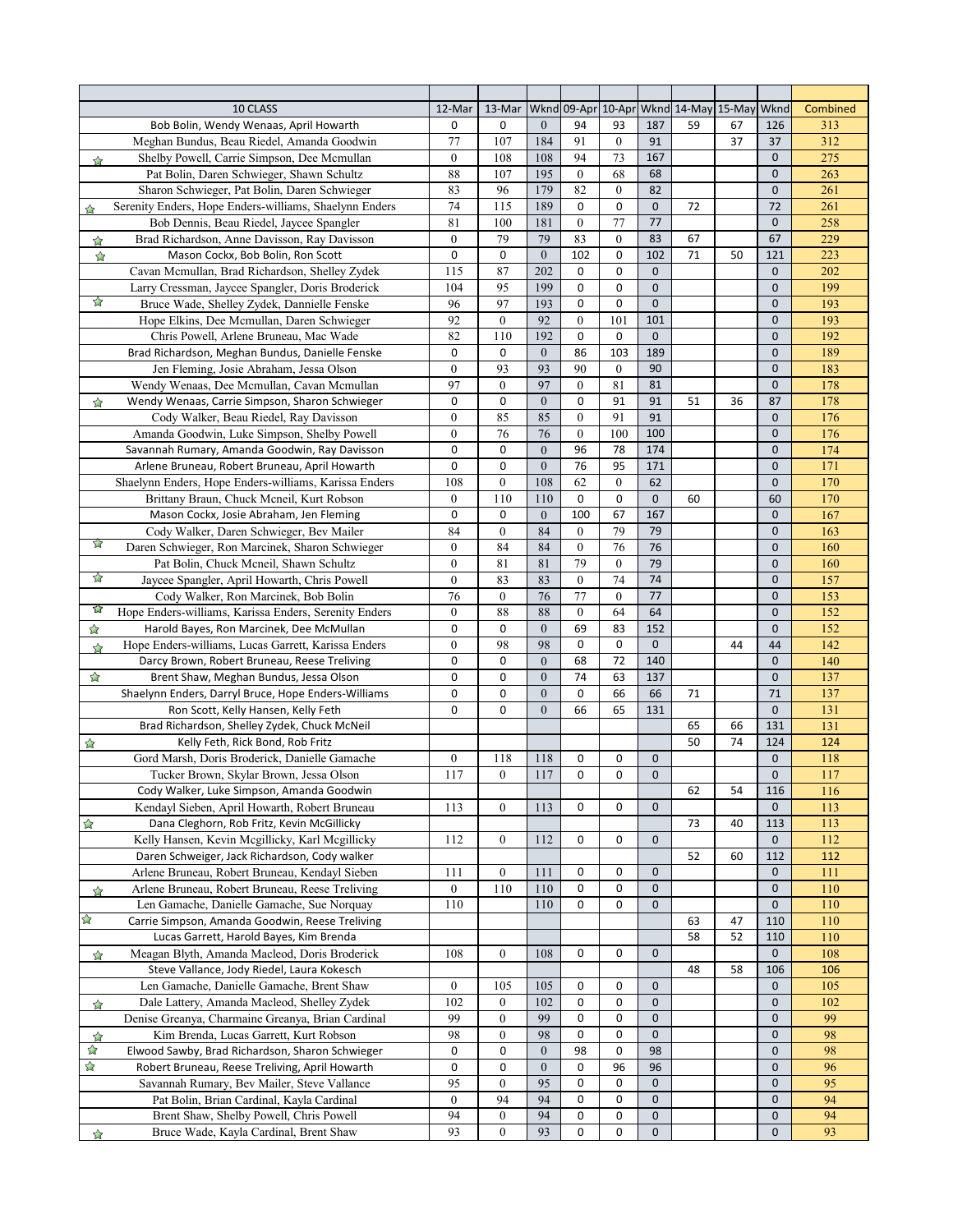| 10 CLASS | 12-Mar | 13-Mar | Wknd | 09-Apr | 10-Apr | Wknd | 14-May | 15-May | Wknd | Combined |
|---|---|---|---|---|---|---|---|---|---|---|
| Bob Bolin, Wendy Wenaas, April Howarth | 0 | 0 | 0 | 94 | 93 | 187 | 59 | 67 | 126 | 313 |
| Meghan Bundus, Beau Riedel, Amanda Goodwin | 77 | 107 | 184 | 91 | 0 | 91 | | 37 | 37 | 312 |
| ☆ Shelby Powell, Carrie Simpson, Dee Mcmullan | 0 | 108 | 108 | 94 | 73 | 167 | | | 0 | 275 |
| Pat Bolin, Daren Schwieger, Shawn Schultz | 88 | 107 | 195 | 0 | 68 | 68 | | | 0 | 263 |
| Sharon Schwieger, Pat Bolin, Daren Schwieger | 83 | 96 | 179 | 82 | 0 | 82 | | | 0 | 261 |
| ☆ Serenity Enders, Hope Enders-williams, Shaelynn Enders | 74 | 115 | 189 | 0 | 0 | 0 | 72 | | 72 | 261 |
| Bob Dennis, Beau Riedel, Jaycee Spangler | 81 | 100 | 181 | 0 | 77 | 77 | | | 0 | 258 |
| ☆ Brad Richardson, Anne Davisson, Ray Davisson | 0 | 79 | 79 | 83 | 0 | 83 | 67 | | 67 | 229 |
| ☆ Mason Cockx, Bob Bolin, Ron Scott | 0 | 0 | 0 | 102 | 0 | 102 | 71 | 50 | 121 | 223 |
| Cavan Mcmullan, Brad Richardson, Shelley Zydek | 115 | 87 | 202 | 0 | 0 | 0 | | | 0 | 202 |
| Larry Cressman, Jaycee Spangler, Doris Broderick | 104 | 95 | 199 | 0 | 0 | 0 | | | 0 | 199 |
| ☆ Bruce Wade, Shelley Zydek, Dannielle Fenske | 96 | 97 | 193 | 0 | 0 | 0 | | | 0 | 193 |
| Hope Elkins, Dee Mcmullan, Daren Schwieger | 92 | 0 | 92 | 0 | 101 | 101 | | | 0 | 193 |
| Chris Powell, Arlene Bruneau, Mac Wade | 82 | 110 | 192 | 0 | 0 | 0 | | | 0 | 192 |
| Brad Richardson, Meghan Bundus, Danielle Fenske | 0 | 0 | 0 | 86 | 103 | 189 | | | 0 | 189 |
| Jen Fleming, Josie Abraham, Jessa Olson | 0 | 93 | 93 | 90 | 0 | 90 | | | 0 | 183 |
| Wendy Wenaas, Dee Mcmullan, Cavan Mcmullan | 97 | 0 | 97 | 0 | 81 | 81 | | | 0 | 178 |
| ☆ Wendy Wenaas, Carrie Simpson, Sharon Schwieger | 0 | 0 | 0 | 0 | 91 | 91 | 51 | 36 | 87 | 178 |
| Cody Walker, Beau Riedel, Ray Davisson | 0 | 85 | 85 | 0 | 91 | 91 | | | 0 | 176 |
| Amanda Goodwin, Luke Simpson, Shelby Powell | 0 | 76 | 76 | 0 | 100 | 100 | | | 0 | 176 |
| Savannah Rumary, Amanda Goodwin, Ray Davisson | 0 | 0 | 0 | 96 | 78 | 174 | | | 0 | 174 |
| Arlene Bruneau, Robert Bruneau, April Howarth | 0 | 0 | 0 | 76 | 95 | 171 | | | 0 | 171 |
| Shaelynn Enders, Hope Enders-williams, Karissa Enders | 108 | 0 | 108 | 62 | 0 | 62 | | | 0 | 170 |
| Brittany Braun, Chuck Mcneil, Kurt Robson | 0 | 110 | 110 | 0 | 0 | 0 | 60 | | 60 | 170 |
| Mason Cockx, Josie Abraham, Jen Fleming | 0 | 0 | 0 | 100 | 67 | 167 | | | 0 | 167 |
| Cody Walker, Daren Schwieger, Bev Mailer | 84 | 0 | 84 | 0 | 79 | 79 | | | 0 | 163 |
| ☆ Daren Schwieger, Ron Marcinek, Sharon Schwieger | 0 | 84 | 84 | 0 | 76 | 76 | | | 0 | 160 |
| Pat Bolin, Chuck Mcneil, Shawn Schultz | 0 | 81 | 81 | 79 | 0 | 79 | | | 0 | 160 |
| ☆ Jaycee Spangler, April Howarth, Chris Powell | 0 | 83 | 83 | 0 | 74 | 74 | | | 0 | 157 |
| Cody Walker, Ron Marcinek, Bob Bolin | 76 | 0 | 76 | 77 | 0 | 77 | | | 0 | 153 |
| ☆ Hope Enders-williams, Karissa Enders, Serenity Enders | 0 | 88 | 88 | 0 | 64 | 64 | | | 0 | 152 |
| ☆ Harold Bayes, Ron Marcinek, Dee McMullan | 0 | 0 | 0 | 69 | 83 | 152 | | | 0 | 152 |
| ☆ Hope Enders-williams, Lucas Garrett, Karissa Enders | 0 | 98 | 98 | 0 | 0 | 0 | | 44 | 44 | 142 |
| Darcy Brown, Robert Bruneau, Reese Treliving | 0 | 0 | 0 | 68 | 72 | 140 | | | 0 | 140 |
| ☆ Brent Shaw, Meghan Bundus, Jessa Olson | 0 | 0 | 0 | 74 | 63 | 137 | | | 0 | 137 |
| Shaelynn Enders, Darryl Bruce, Hope Enders-Williams | 0 | 0 | 0 | 0 | 66 | 66 | 71 | | 71 | 137 |
| Ron Scott, Kelly Hansen, Kelly Feth | 0 | 0 | 0 | 66 | 65 | 131 | | | 0 | 131 |
| Brad Richardson, Shelley Zydek, Chuck McNeil | | | | | | | 65 | 66 | 131 | 131 |
| ☆ Kelly Feth, Rick Bond, Rob Fritz | | | | | | | 50 | 74 | 124 | 124 |
| Gord Marsh, Doris Broderick, Danielle Gamache | 0 | 118 | 118 | 0 | 0 | 0 | | | 0 | 118 |
| Tucker Brown, Skylar Brown, Jessa Olson | 117 | 0 | 117 | 0 | 0 | 0 | | | 0 | 117 |
| Cody Walker, Luke Simpson, Amanda Goodwin | | | | | | | 62 | 54 | 116 | 116 |
| Kendayl Sieben, April Howarth, Robert Bruneau | 113 | 0 | 113 | 0 | 0 | 0 | | | 0 | 113 |
| ☆ Dana Cleghorn, Rob Fritz, Kevin McGillicky | | | | | | | 73 | 40 | 113 | 113 |
| Kelly Hansen, Kevin Mcgillicky, Karl Mcgillicky | 112 | 0 | 112 | 0 | 0 | 0 | | | 0 | 112 |
| Daren Schwieger, Jack Richardson, Cody walker | | | | | | | 52 | 60 | 112 | 112 |
| Arlene Bruneau, Robert Bruneau, Kendayl Sieben | 111 | 0 | 111 | 0 | 0 | 0 | | | 0 | 111 |
| ☆ Arlene Bruneau, Robert Bruneau, Reese Treliving | 0 | 110 | 110 | 0 | 0 | 0 | | | 0 | 110 |
| Len Gamache, Danielle Gamache, Sue Norquay | 110 | | 110 | 0 | 0 | 0 | | | 0 | 110 |
| ☆ Carrie Simpson, Amanda Goodwin, Reese Treliving | | | | | | | 63 | 47 | 110 | 110 |
| Lucas Garrett, Harold Bayes, Kim Brenda | | | | | | | 58 | 52 | 110 | 110 |
| ☆ Meagan Blyth, Amanda Macleod, Doris Broderick | 108 | 0 | 108 | 0 | 0 | 0 | | | 0 | 108 |
| Steve Vallance, Jody Riedel, Laura Kokesch | | | | | | | 48 | 58 | 106 | 106 |
| Len Gamache, Danielle Gamache, Brent Shaw | 0 | 105 | 105 | 0 | 0 | 0 | | | 0 | 105 |
| ☆ Dale Lattery, Amanda Macleod, Shelley Zydek | 102 | 0 | 102 | 0 | 0 | 0 | | | 0 | 102 |
| Denise Greanya, Charmaine Greanya, Brian Cardinal | 99 | 0 | 99 | 0 | 0 | 0 | | | 0 | 99 |
| ☆ Kim Brenda, Lucas Garrett, Kurt Robson | 98 | 0 | 98 | 0 | 0 | 0 | | | 0 | 98 |
| ☆ Elwood Sawby, Brad Richardson, Sharon Schwieger | 0 | 0 | 0 | 98 | 0 | 98 | | | 0 | 98 |
| ☆ Robert Bruneau, Reese Treliving, April Howarth | 0 | 0 | 0 | 0 | 96 | 96 | | | 0 | 96 |
| Savannah Rumary, Bev Mailer, Steve Vallance | 95 | 0 | 95 | 0 | 0 | 0 | | | 0 | 95 |
| Pat Bolin, Brian Cardinal, Kayla Cardinal | 0 | 94 | 94 | 0 | 0 | 0 | | | 0 | 94 |
| Brent Shaw, Shelby Powell, Chris Powell | 94 | 0 | 94 | 0 | 0 | 0 | | | 0 | 94 |
| ☆ Bruce Wade, Kayla Cardinal, Brent Shaw | 93 | 0 | 93 | 0 | 0 | 0 | | | 0 | 93 |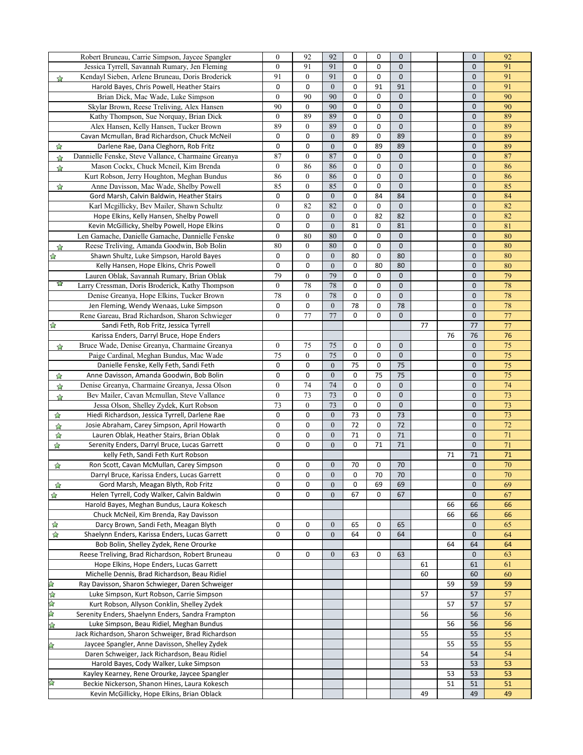| | | | | | | | | | | | |
|---|---|---|---|---|---|---|---|---|---|---|---|
| | Robert Bruneau, Carrie Simpson, Jaycee Spangler | 0 | 92 | 92 | 0 | 0 | 0 | | | 0 | 92 |
| | Jessica Tyrrell, Savannah Rumary, Jen Fleming | 0 | 91 | 91 | 0 | 0 | 0 | | | 0 | 91 |
| ☆ | Kendayl Sieben, Arlene Bruneau, Doris Broderick | 91 | 0 | 91 | 0 | 0 | 0 | | | 0 | 91 |
| | Harold Bayes, Chris Powell, Heather Stairs | 0 | 0 | 0 | 0 | 91 | 91 | | | 0 | 91 |
| | Brian Dick, Mac Wade, Luke Simpson | 0 | 90 | 90 | 0 | 0 | 0 | | | 0 | 90 |
| | Skylar Brown, Reese Treliving, Alex Hansen | 90 | 0 | 90 | 0 | 0 | 0 | | | 0 | 90 |
| | Kathy Thompson, Sue Norquay, Brian Dick | 0 | 89 | 89 | 0 | 0 | 0 | | | 0 | 89 |
| | Alex Hansen, Kelly Hansen, Tucker Brown | 89 | 0 | 89 | 0 | 0 | 0 | | | 0 | 89 |
| | Cavan Mcmullan, Brad Richardson, Chuck McNeil | 0 | 0 | 0 | 89 | 0 | 89 | | | 0 | 89 |
| ☆ | Darlene Rae, Dana Cleghorn, Rob Fritz | 0 | 0 | 0 | 0 | 89 | 89 | | | 0 | 89 |
| ☆ | Dannielle Fenske, Steve Vallance, Charmaine Greanya | 87 | 0 | 87 | 0 | 0 | 0 | | | 0 | 87 |
| ☆ | Mason Cockx, Chuck Mcneil, Kim Brenda | 0 | 86 | 86 | 0 | 0 | 0 | | | 0 | 86 |
| | Kurt Robson, Jerry Houghton, Meghan Bundus | 86 | 0 | 86 | 0 | 0 | 0 | | | 0 | 86 |
| ☆ | Anne Davisson, Mac Wade, Shelby Powell | 85 | 0 | 85 | 0 | 0 | 0 | | | 0 | 85 |
| | Gord Marsh, Calvin Baldwin, Heather Stairs | 0 | 0 | 0 | 0 | 84 | 84 | | | 0 | 84 |
| | Karl Mcgillicky, Bev Mailer, Shawn Schultz | 0 | 82 | 82 | 0 | 0 | 0 | | | 0 | 82 |
| | Hope Elkins, Kelly Hansen, Shelby Powell | 0 | 0 | 0 | 0 | 82 | 82 | | | 0 | 82 |
| | Kevin McGillicky, Shelby Powell, Hope Elkins | 0 | 0 | 0 | 81 | 0 | 81 | | | 0 | 81 |
| | Len Gamache, Danielle Gamache, Dannielle Fenske | 0 | 80 | 80 | 0 | 0 | 0 | | | 0 | 80 |
| ☆ | Reese Treliving, Amanda Goodwin, Bob Bolin | 80 | 0 | 80 | 0 | 0 | 0 | | | 0 | 80 |
| ☆ | Shawn Shultz, Luke Simpson, Harold Bayes | 0 | 0 | 0 | 80 | 0 | 80 | | | 0 | 80 |
| | Kelly Hansen, Hope Elkins, Chris Powell | 0 | 0 | 0 | 0 | 80 | 80 | | | 0 | 80 |
| | Lauren Oblak, Savannah Rumary, Brian Oblak | 79 | 0 | 79 | 0 | 0 | 0 | | | 0 | 79 |
| ☆ | Larry Cressman, Doris Broderick, Kathy Thompson | 0 | 78 | 78 | 0 | 0 | 0 | | | 0 | 78 |
| | Denise Greanya, Hope Elkins, Tucker Brown | 78 | 0 | 78 | 0 | 0 | 0 | | | 0 | 78 |
| | Jen Fleming, Wendy Wenaas, Luke Simpson | 0 | 0 | 0 | 78 | 0 | 78 | | | 0 | 78 |
| | Rene Gareau, Brad Richardson, Sharon Schwieger | 0 | 77 | 77 | 0 | 0 | 0 | | | 0 | 77 |
| ☆ | Sandi Feth, Rob Fritz, Jessica Tyrrell | | | | | | | 77 | | 77 | 77 |
| | Karissa Enders, Darryl Bruce, Hope Enders | | | | | | | | 76 | 76 | 76 |
| ☆ | Bruce Wade, Denise Greanya, Charmaine Greanya | 0 | 75 | 75 | 0 | 0 | 0 | | | 0 | 75 |
| | Paige Cardinal, Meghan Bundus, Mac Wade | 75 | 0 | 75 | 0 | 0 | 0 | | | 0 | 75 |
| | Danielle Fenske, Kelly Feth, Sandi Feth | 0 | 0 | 0 | 75 | 0 | 75 | | | 0 | 75 |
| ☆ | Anne Davisson, Amanda Goodwin, Bob Bolin | 0 | 0 | 0 | 0 | 75 | 75 | | | 0 | 75 |
| ☆ | Denise Greanya, Charmaine Greanya, Jessa Olson | 0 | 74 | 74 | 0 | 0 | 0 | | | 0 | 74 |
| ☆ | Bev Mailer, Cavan Mcmullan, Steve Vallance | 0 | 73 | 73 | 0 | 0 | 0 | | | 0 | 73 |
| | Jessa Olson, Shelley Zydek, Kurt Robson | 73 | 0 | 73 | 0 | 0 | 0 | | | 0 | 73 |
| ☆ | Hiedi Richardson, Jessica Tyrrell, Darlene Rae | 0 | 0 | 0 | 73 | 0 | 73 | | | 0 | 73 |
| ☆ | Josie Abraham, Carey Simpson, April Howarth | 0 | 0 | 0 | 72 | 0 | 72 | | | 0 | 72 |
| ☆ | Lauren Oblak, Heather Stairs, Brian Oblak | 0 | 0 | 0 | 71 | 0 | 71 | | | 0 | 71 |
| ☆ | Serenity Enders, Darryl Bruce, Lucas Garrett | 0 | 0 | 0 | 0 | 71 | 71 | | | 0 | 71 |
| | kelly Feth, Sandi Feth Kurt Robson | | | | | | | | 71 | 71 | 71 |
| ☆ | Ron Scott, Cavan McMullan, Carey Simpson | 0 | 0 | 0 | 70 | 0 | 70 | | | 0 | 70 |
| | Darryl Bruce, Karissa Enders, Lucas Garrett | 0 | 0 | 0 | 0 | 70 | 70 | | | 0 | 70 |
| ☆ | Gord Marsh, Meagan Blyth, Rob Fritz | 0 | 0 | 0 | 0 | 69 | 69 | | | 0 | 69 |
| ☆ | Helen Tyrrell, Cody Walker, Calvin Baldwin | 0 | 0 | 0 | 67 | 0 | 67 | | | 0 | 67 |
| | Harold Bayes, Meghan Bundus, Laura Kokesch | | | | | | | | 66 | 66 | 66 |
| | Chuck McNeil, Kim Brenda, Ray Davisson | | | | | | | | 66 | 66 | 66 |
| ☆ | Darcy Brown, Sandi Feth, Meagan Blyth | 0 | 0 | 0 | 65 | 0 | 65 | | | 0 | 65 |
| ☆ | Shaelynn Enders, Karissa Enders, Lucas Garrett | 0 | 0 | 0 | 64 | 0 | 64 | | | 0 | 64 |
| | Bob Bolin, Shelley Zydek, Rene Orourke | | | | | | | | 64 | 64 | 64 |
| | Reese Treliving, Brad Richardson, Robert Bruneau | 0 | 0 | 0 | 63 | 0 | 63 | | | 0 | 63 |
| | Hope Elkins, Hope Enders, Lucas Garrett | | | | | | | 61 | | 61 | 61 |
| | Michelle Dennis, Brad Richardson, Beau Ridiel | | | | | | | 60 | | 60 | 60 |
| ☆ | Ray Davisson, Sharon Schwieger, Daren Schweiger | | | | | | | | 59 | 59 | 59 |
| ☆ | Luke Simpson, Kurt Robson, Carrie Simpson | | | | | | | 57 | | 57 | 57 |
| ☆ | Kurt Robson, Allyson Conklin, Shelley Zydek | | | | | | | | 57 | 57 | 57 |
| ☆ | Serenity Enders, Shaelynn Enders, Sandra Frampton | | | | | | | 56 | | 56 | 56 |
| ☆ | Luke Simpson, Beau Ridiel, Meghan Bundus | | | | | | | | 56 | 56 | 56 |
| | Jack Richardson, Sharon Schweiger, Brad Richardson | | | | | | | 55 | | 55 | 55 |
| ☆ | Jaycee Spangler, Anne Davisson, Shelley Zydek | | | | | | | | 55 | 55 | 55 |
| | Daren Schweiger, Jack Richardson, Beau Ridiel | | | | | | | 54 | | 54 | 54 |
| | Harold Bayes, Cody Walker, Luke Simpson | | | | | | | 53 | | 53 | 53 |
| | Kayley Kearney, Rene Orourke, Jaycee Spangler | | | | | | | | 53 | 53 | 53 |
| ☆ | Beckie Nickerson, Shanon Hines, Laura Kokesch | | | | | | | | 51 | 51 | 51 |
| | Kevin McGillicky, Hope Elkins, Brian Oblack | | | | | | | 49 | | 49 | 49 |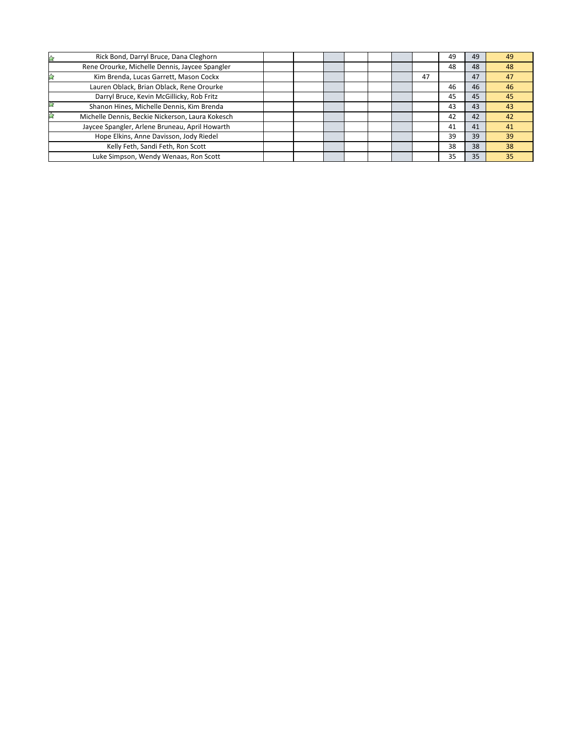| | | | | | | | | | | |
|---|---|---|---|---|---|---|---|---|---|---|
| Rick Bond, Darryl Bruce, Dana Cleghorn | | | | | | | | 49 | 49 | 49 |
| Rene Orourke, Michelle Dennis, Jaycee Spangler | | | | | | | | 48 | 48 | 48 |
| Kim Brenda, Lucas Garrett, Mason Cockx | | | | | | | 47 | | 47 | 47 |
| Lauren Oblack, Brian Oblack, Rene Orourke | | | | | | | | 46 | 46 | 46 |
| Darryl Bruce, Kevin McGillicky, Rob Fritz | | | | | | | | 45 | 45 | 45 |
| Shanon Hines, Michelle Dennis, Kim Brenda | | | | | | | | 43 | 43 | 43 |
| Michelle Dennis, Beckie Nickerson, Laura Kokesch | | | | | | | | 42 | 42 | 42 |
| Jaycee Spangler, Arlene Bruneau, April Howarth | | | | | | | | 41 | 41 | 41 |
| Hope Elkins, Anne Davisson, Jody Riedel | | | | | | | | 39 | 39 | 39 |
| Kelly Feth, Sandi Feth, Ron Scott | | | | | | | | 38 | 38 | 38 |
| Luke Simpson, Wendy Wenaas, Ron Scott | | | | | | | | 35 | 35 | 35 |